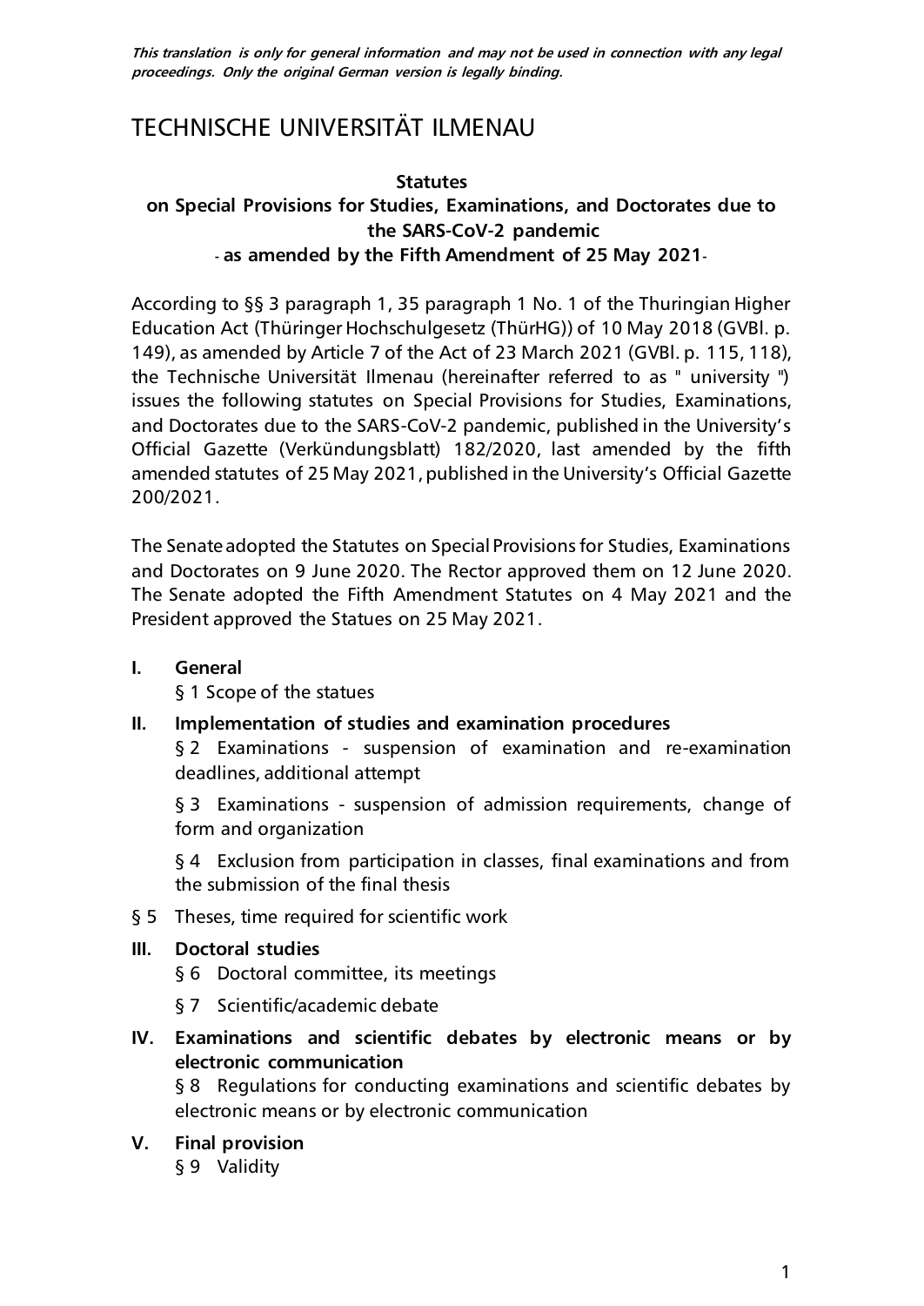***This translation is only for general information and may not be used in connection with any legal proceedings. Only the original German version is legally binding.***

# TECHNISCHE UNIVERSITÄT ILMENAU

**Statutes**
**on Special Provisions for Studies, Examinations, and Doctorates due to the SARS-CoV-2 pandemic**
**- as amended by the Fifth Amendment of 25 May 2021-**

According to §§ 3 paragraph 1, 35 paragraph 1 No. 1 of the Thuringian Higher Education Act (Thüringer Hochschulgesetz (ThürHG)) of 10 May 2018 (GVBl. p. 149), as amended by Article 7 of the Act of 23 March 2021 (GVBl. p. 115, 118), the Technische Universität Ilmenau (hereinafter referred to as " university ") issues the following statutes on Special Provisions for Studies, Examinations, and Doctorates due to the SARS-CoV-2 pandemic, published in the University's Official Gazette (Verkündungsblatt) 182/2020, last amended by the fifth amended statutes of 25 May 2021, published in the University's Official Gazette 200/2021.

The Senate adopted the Statutes on Special Provisions for Studies, Examinations and Doctorates on 9 June 2020. The Rector approved them on 12 June 2020. The Senate adopted the Fifth Amendment Statutes on 4 May 2021 and the President approved the Statues on 25 May 2021.

**I. General**
§ 1 Scope of the statues

**II. Implementation of studies and examination procedures**
§ 2 Examinations - suspension of examination and re-examination deadlines, additional attempt

§ 3 Examinations - suspension of admission requirements, change of form and organization

§ 4 Exclusion from participation in classes, final examinations and from the submission of the final thesis

§ 5 Theses, time required for scientific work

**III. Doctoral studies**
§ 6 Doctoral committee, its meetings

§ 7 Scientific/academic debate

**IV. Examinations and scientific debates by electronic means or by electronic communication**
§ 8 Regulations for conducting examinations and scientific debates by electronic means or by electronic communication

**V. Final provision**
§ 9 Validity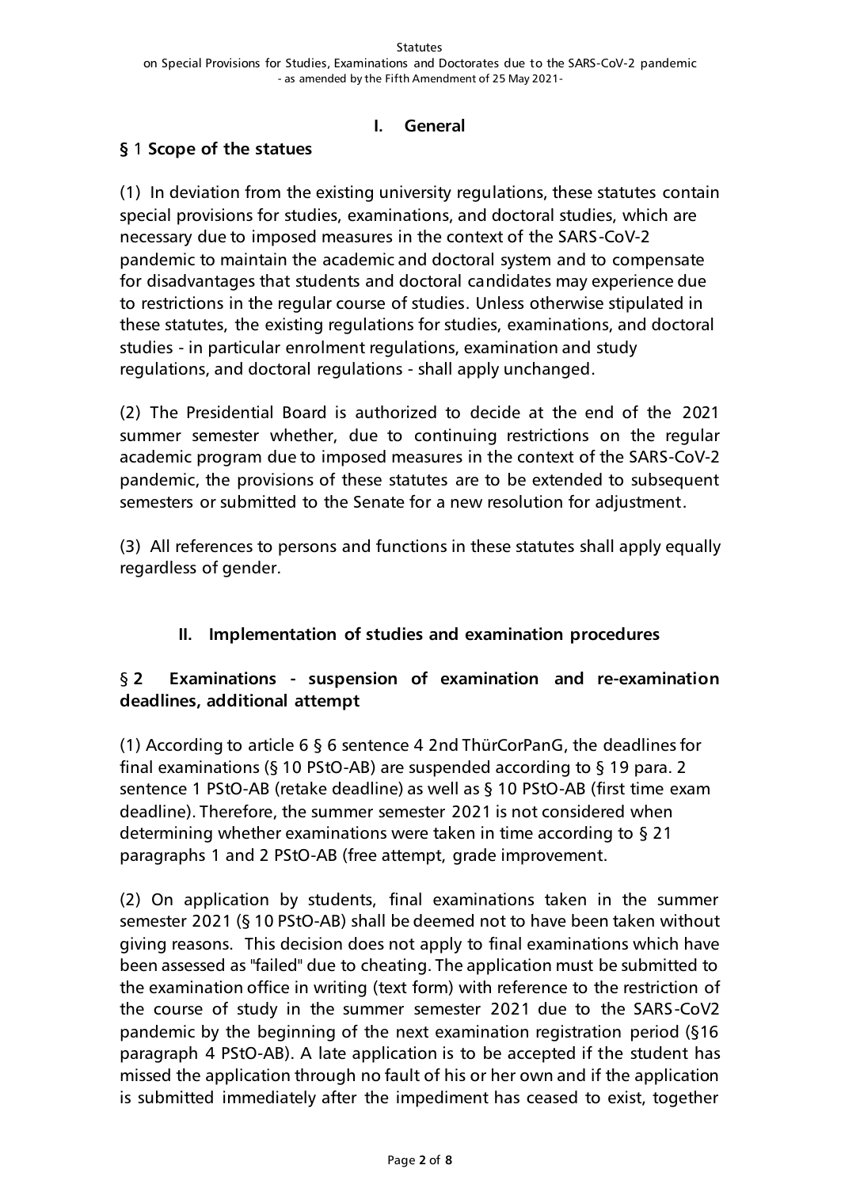## I. General

### § 1 Scope of the statues

(1) In deviation from the existing university regulations, these statutes contain special provisions for studies, examinations, and doctoral studies, which are necessary due to imposed measures in the context of the SARS-CoV-2 pandemic to maintain the academic and doctoral system and to compensate for disadvantages that students and doctoral candidates may experience due to restrictions in the regular course of studies. Unless otherwise stipulated in these statutes, the existing regulations for studies, examinations, and doctoral studies - in particular enrolment regulations, examination and study regulations, and doctoral regulations - shall apply unchanged.

(2) The Presidential Board is authorized to decide at the end of the 2021 summer semester whether, due to continuing restrictions on the regular academic program due to imposed measures in the context of the SARS-CoV-2 pandemic, the provisions of these statutes are to be extended to subsequent semesters or submitted to the Senate for a new resolution for adjustment.

(3) All references to persons and functions in these statutes shall apply equally regardless of gender.

## II. Implementation of studies and examination procedures

### § 2 Examinations - suspension of examination and re-examination deadlines, additional attempt

(1) According to article 6 § 6 sentence 4 2nd ThürCorPanG, the deadlines for final examinations (§ 10 PStO-AB) are suspended according to § 19 para. 2 sentence 1 PStO-AB (retake deadline) as well as § 10 PStO-AB (first time exam deadline). Therefore, the summer semester 2021 is not considered when determining whether examinations were taken in time according to § 21 paragraphs 1 and 2 PStO-AB (free attempt, grade improvement.

(2) On application by students, final examinations taken in the summer semester 2021 (§ 10 PStO-AB) shall be deemed not to have been taken without giving reasons. This decision does not apply to final examinations which have been assessed as "failed" due to cheating. The application must be submitted to the examination office in writing (text form) with reference to the restriction of the course of study in the summer semester 2021 due to the SARS-CoV2 pandemic by the beginning of the next examination registration period (§16 paragraph 4 PStO-AB). A late application is to be accepted if the student has missed the application through no fault of his or her own and if the application is submitted immediately after the impediment has ceased to exist, together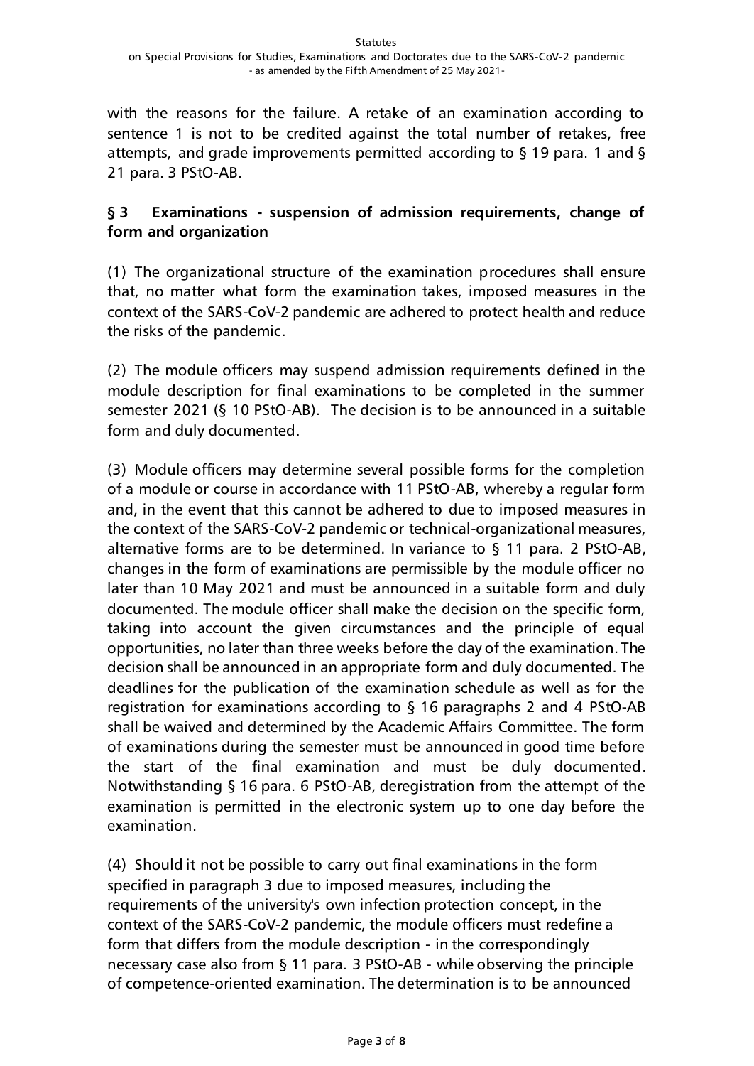with the reasons for the failure. A retake of an examination according to sentence 1 is not to be credited against the total number of retakes, free attempts, and grade improvements permitted according to § 19 para. 1 and § 21 para. 3 PStO-AB.

### § 3 Examinations - suspension of admission requirements, change of form and organization

(1) The organizational structure of the examination procedures shall ensure that, no matter what form the examination takes, imposed measures in the context of the SARS-CoV-2 pandemic are adhered to protect health and reduce the risks of the pandemic.

(2) The module officers may suspend admission requirements defined in the module description for final examinations to be completed in the summer semester 2021 (§ 10 PStO-AB). The decision is to be announced in a suitable form and duly documented.

(3) Module officers may determine several possible forms for the completion of a module or course in accordance with 11 PStO-AB, whereby a regular form and, in the event that this cannot be adhered to due to imposed measures in the context of the SARS-CoV-2 pandemic or technical-organizational measures, alternative forms are to be determined. In variance to § 11 para. 2 PStO-AB, changes in the form of examinations are permissible by the module officer no later than 10 May 2021 and must be announced in a suitable form and duly documented. The module officer shall make the decision on the specific form, taking into account the given circumstances and the principle of equal opportunities, no later than three weeks before the day of the examination. The decision shall be announced in an appropriate form and duly documented. The deadlines for the publication of the examination schedule as well as for the registration for examinations according to § 16 paragraphs 2 and 4 PStO-AB shall be waived and determined by the Academic Affairs Committee. The form of examinations during the semester must be announced in good time before the start of the final examination and must be duly documented. Notwithstanding § 16 para. 6 PStO-AB, deregistration from the attempt of the examination is permitted in the electronic system up to one day before the examination.

(4) Should it not be possible to carry out final examinations in the form specified in paragraph 3 due to imposed measures, including the requirements of the university's own infection protection concept, in the context of the SARS-CoV-2 pandemic, the module officers must redefine a form that differs from the module description - in the correspondingly necessary case also from § 11 para. 3 PStO-AB - while observing the principle of competence-oriented examination. The determination is to be announced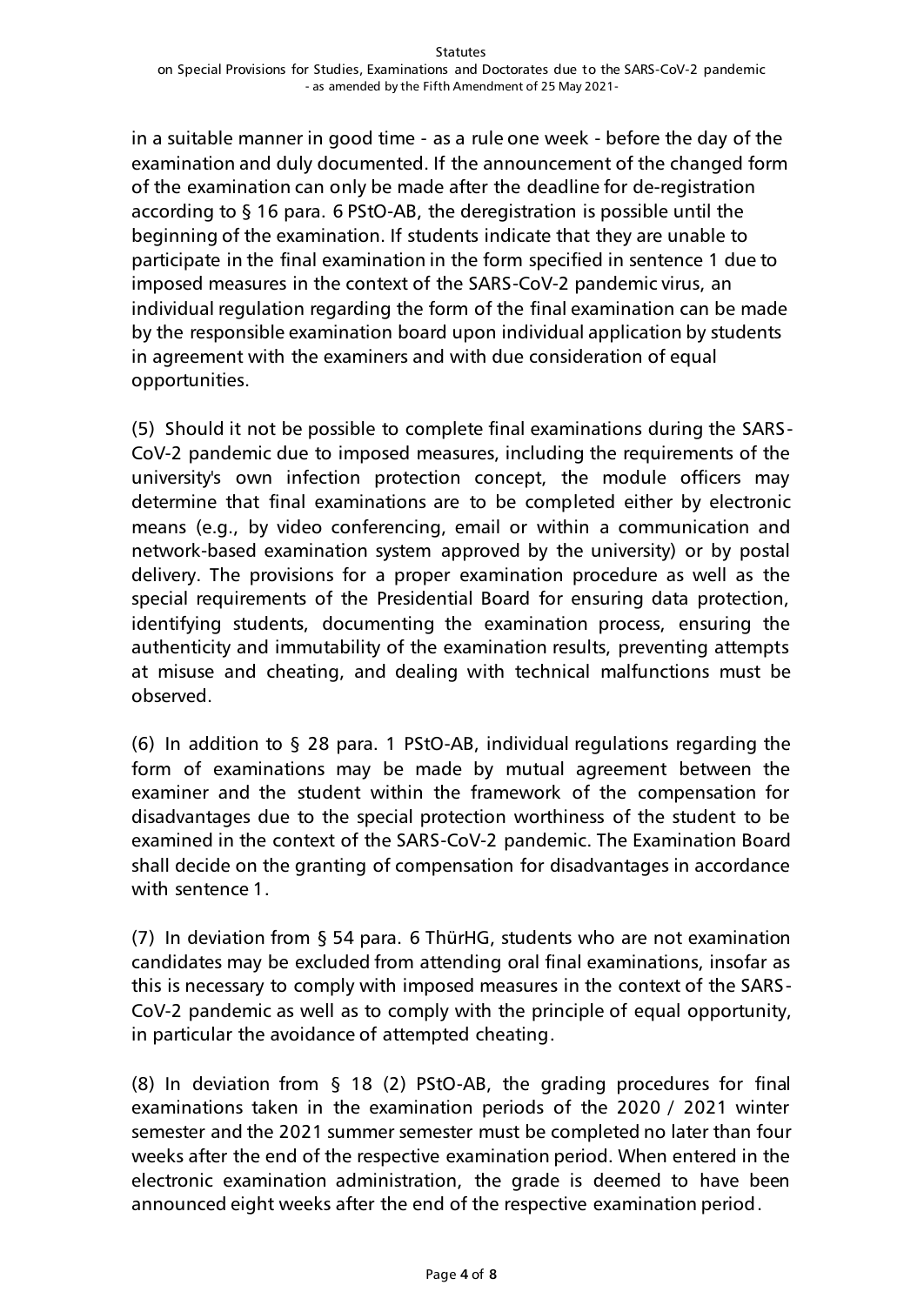in a suitable manner in good time - as a rule one week - before the day of the examination and duly documented. If the announcement of the changed form of the examination can only be made after the deadline for de-registration according to § 16 para. 6 PStO-AB, the deregistration is possible until the beginning of the examination. If students indicate that they are unable to participate in the final examination in the form specified in sentence 1 due to imposed measures in the context of the SARS-CoV-2 pandemic virus, an individual regulation regarding the form of the final examination can be made by the responsible examination board upon individual application by students in agreement with the examiners and with due consideration of equal opportunities.

(5) Should it not be possible to complete final examinations during the SARS-CoV-2 pandemic due to imposed measures, including the requirements of the university's own infection protection concept, the module officers may determine that final examinations are to be completed either by electronic means (e.g., by video conferencing, email or within a communication and network-based examination system approved by the university) or by postal delivery. The provisions for a proper examination procedure as well as the special requirements of the Presidential Board for ensuring data protection, identifying students, documenting the examination process, ensuring the authenticity and immutability of the examination results, preventing attempts at misuse and cheating, and dealing with technical malfunctions must be observed.

(6) In addition to § 28 para. 1 PStO-AB, individual regulations regarding the form of examinations may be made by mutual agreement between the examiner and the student within the framework of the compensation for disadvantages due to the special protection worthiness of the student to be examined in the context of the SARS-CoV-2 pandemic. The Examination Board shall decide on the granting of compensation for disadvantages in accordance with sentence 1.

(7) In deviation from § 54 para. 6 ThürHG, students who are not examination candidates may be excluded from attending oral final examinations, insofar as this is necessary to comply with imposed measures in the context of the SARS-CoV-2 pandemic as well as to comply with the principle of equal opportunity, in particular the avoidance of attempted cheating.

(8) In deviation from § 18 (2) PStO-AB, the grading procedures for final examinations taken in the examination periods of the 2020 / 2021 winter semester and the 2021 summer semester must be completed no later than four weeks after the end of the respective examination period. When entered in the electronic examination administration, the grade is deemed to have been announced eight weeks after the end of the respective examination period.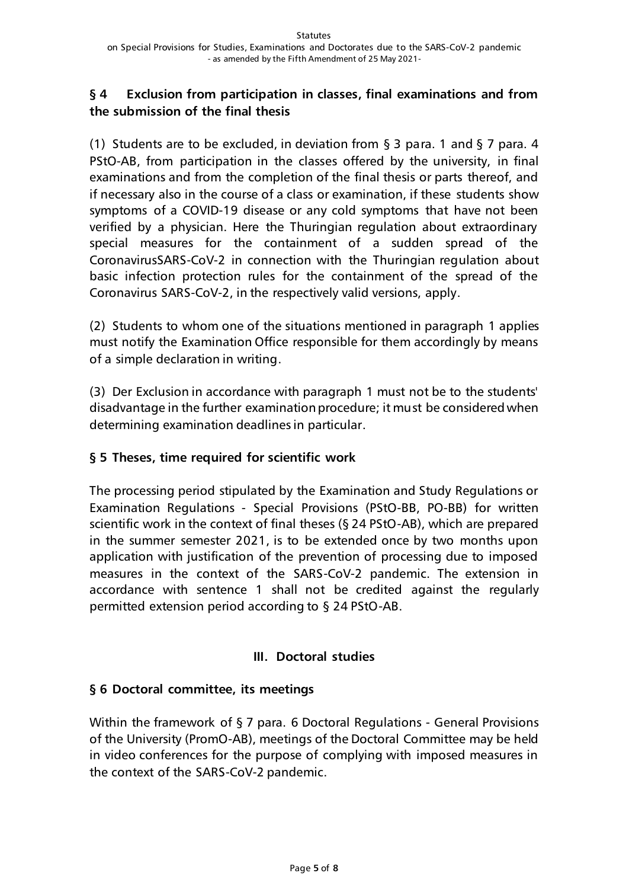## § 4 Exclusion from participation in classes, final examinations and from the submission of the final thesis

(1) Students are to be excluded, in deviation from § 3 para. 1 and § 7 para. 4 PStO-AB, from participation in the classes offered by the university, in final examinations and from the completion of the final thesis or parts thereof, and if necessary also in the course of a class or examination, if these students show symptoms of a COVID-19 disease or any cold symptoms that have not been verified by a physician. Here the Thuringian regulation about extraordinary special measures for the containment of a sudden spread of the CoronavirusSARS-CoV-2 in connection with the Thuringian regulation about basic infection protection rules for the containment of the spread of the Coronavirus SARS-CoV-2, in the respectively valid versions, apply.

(2) Students to whom one of the situations mentioned in paragraph 1 applies must notify the Examination Office responsible for them accordingly by means of a simple declaration in writing.

(3) Der Exclusion in accordance with paragraph 1 must not be to the students' disadvantage in the further examination procedure; it must be considered when determining examination deadlines in particular.

## § 5 Theses, time required for scientific work

The processing period stipulated by the Examination and Study Regulations or Examination Regulations - Special Provisions (PStO-BB, PO-BB) for written scientific work in the context of final theses (§ 24 PStO-AB), which are prepared in the summer semester 2021, is to be extended once by two months upon application with justification of the prevention of processing due to imposed measures in the context of the SARS-CoV-2 pandemic. The extension in accordance with sentence 1 shall not be credited against the regularly permitted extension period according to § 24 PStO-AB.

# III. Doctoral studies

## § 6 Doctoral committee, its meetings

Within the framework of § 7 para. 6 Doctoral Regulations - General Provisions of the University (PromO-AB), meetings of the Doctoral Committee may be held in video conferences for the purpose of complying with imposed measures in the context of the SARS-CoV-2 pandemic.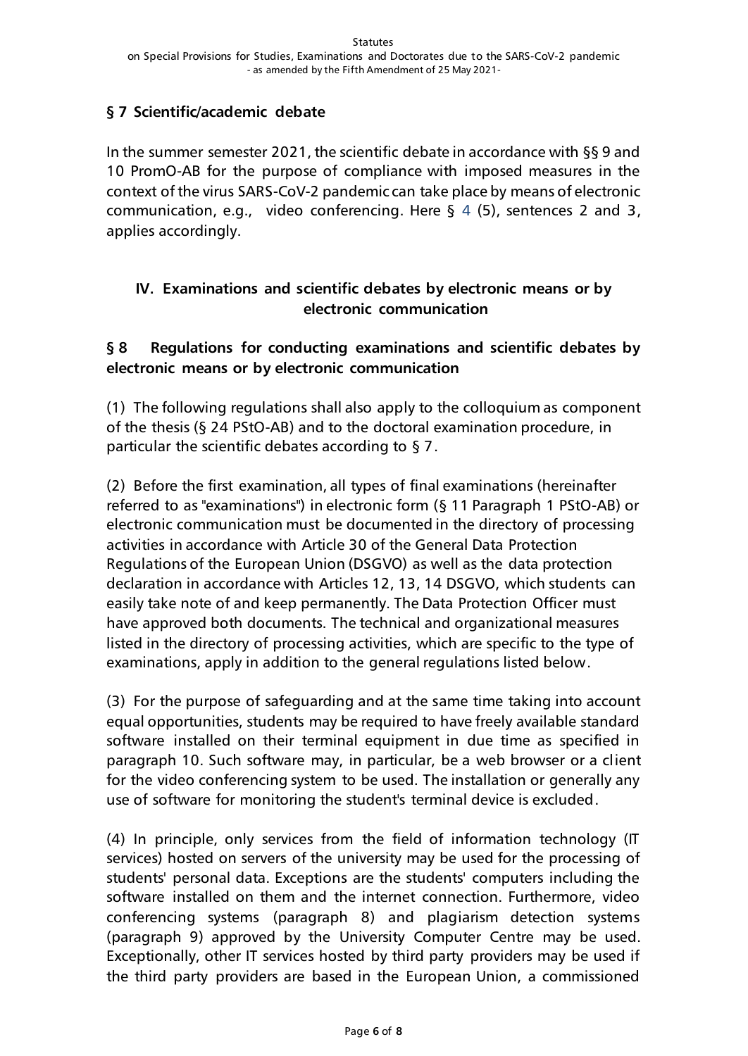## § 7 Scientific/academic debate

In the summer semester 2021, the scientific debate in accordance with §§ 9 and 10 PromO-AB for the purpose of compliance with imposed measures in the context of the virus SARS-CoV-2 pandemic can take place by means of electronic communication, e.g., video conferencing. Here § 4 (5), sentences 2 and 3, applies accordingly.

## IV. Examinations and scientific debates by electronic means or by electronic communication

### § 8 Regulations for conducting examinations and scientific debates by electronic means or by electronic communication

(1) The following regulations shall also apply to the colloquium as component of the thesis (§ 24 PStO-AB) and to the doctoral examination procedure, in particular the scientific debates according to § 7.

(2) Before the first examination, all types of final examinations (hereinafter referred to as "examinations") in electronic form (§ 11 Paragraph 1 PStO-AB) or electronic communication must be documented in the directory of processing activities in accordance with Article 30 of the General Data Protection Regulations of the European Union (DSGVO) as well as the data protection declaration in accordance with Articles 12, 13, 14 DSGVO, which students can easily take note of and keep permanently. The Data Protection Officer must have approved both documents. The technical and organizational measures listed in the directory of processing activities, which are specific to the type of examinations, apply in addition to the general regulations listed below.

(3) For the purpose of safeguarding and at the same time taking into account equal opportunities, students may be required to have freely available standard software installed on their terminal equipment in due time as specified in paragraph 10. Such software may, in particular, be a web browser or a client for the video conferencing system to be used. The installation or generally any use of software for monitoring the student's terminal device is excluded.

(4) In principle, only services from the field of information technology (IT services) hosted on servers of the university may be used for the processing of students' personal data. Exceptions are the students' computers including the software installed on them and the internet connection. Furthermore, video conferencing systems (paragraph 8) and plagiarism detection systems (paragraph 9) approved by the University Computer Centre may be used. Exceptionally, other IT services hosted by third party providers may be used if the third party providers are based in the European Union, a commissioned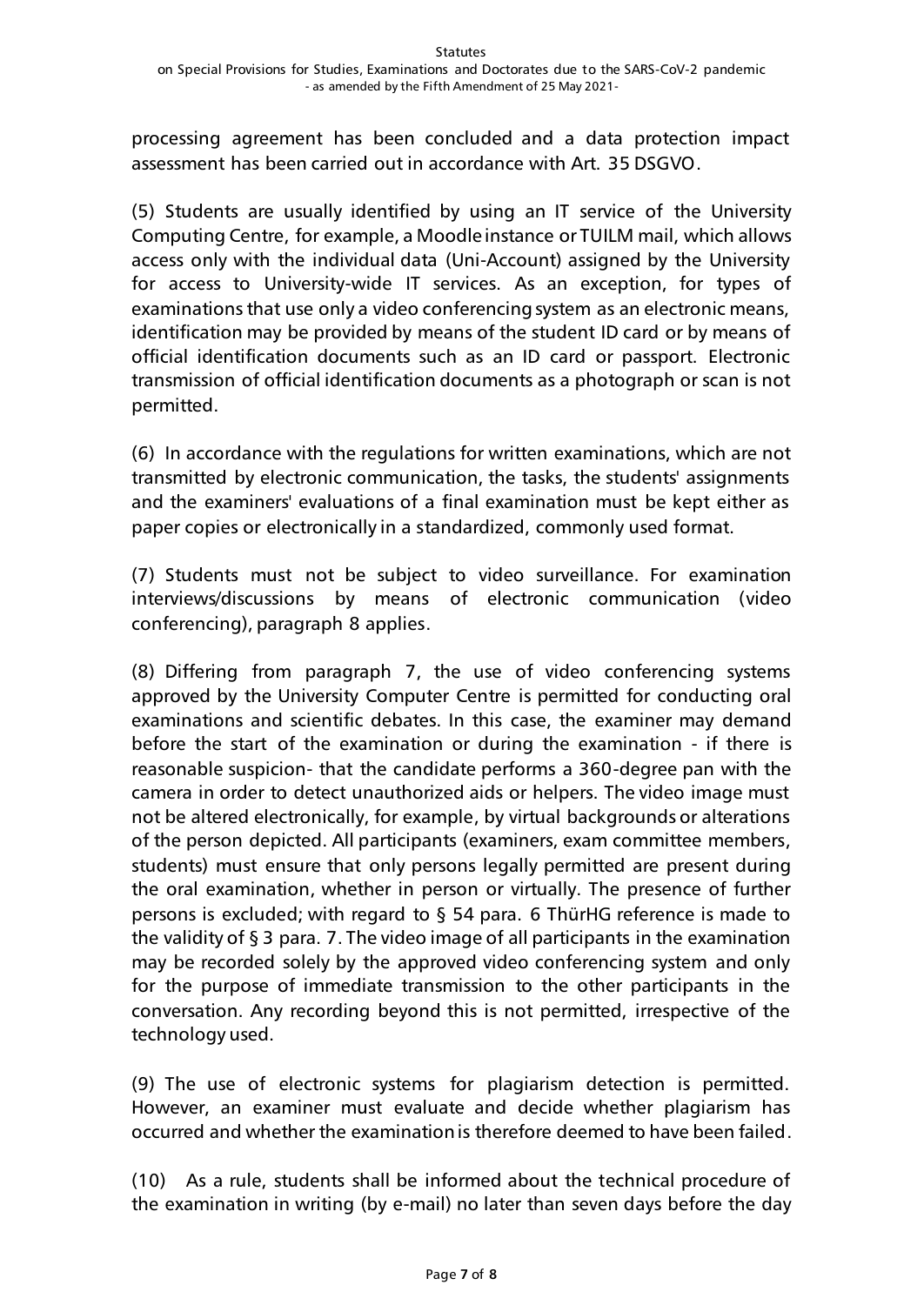processing agreement has been concluded and a data protection impact assessment has been carried out in accordance with Art. 35 DSGVO.

(5) Students are usually identified by using an IT service of the University Computing Centre, for example, a Moodle instance or TUILM mail, which allows access only with the individual data (Uni-Account) assigned by the University for access to University-wide IT services. As an exception, for types of examinations that use only a video conferencing system as an electronic means, identification may be provided by means of the student ID card or by means of official identification documents such as an ID card or passport. Electronic transmission of official identification documents as a photograph or scan is not permitted.

(6) In accordance with the regulations for written examinations, which are not transmitted by electronic communication, the tasks, the students' assignments and the examiners' evaluations of a final examination must be kept either as paper copies or electronically in a standardized, commonly used format.

(7) Students must not be subject to video surveillance. For examination interviews/discussions by means of electronic communication (video conferencing), paragraph 8 applies.

(8) Differing from paragraph 7, the use of video conferencing systems approved by the University Computer Centre is permitted for conducting oral examinations and scientific debates. In this case, the examiner may demand before the start of the examination or during the examination - if there is reasonable suspicion- that the candidate performs a 360-degree pan with the camera in order to detect unauthorized aids or helpers. The video image must not be altered electronically, for example, by virtual backgrounds or alterations of the person depicted. All participants (examiners, exam committee members, students) must ensure that only persons legally permitted are present during the oral examination, whether in person or virtually. The presence of further persons is excluded; with regard to § 54 para. 6 ThürHG reference is made to the validity of § 3 para. 7. The video image of all participants in the examination may be recorded solely by the approved video conferencing system and only for the purpose of immediate transmission to the other participants in the conversation. Any recording beyond this is not permitted, irrespective of the technology used.

(9) The use of electronic systems for plagiarism detection is permitted. However, an examiner must evaluate and decide whether plagiarism has occurred and whether the examination is therefore deemed to have been failed.

(10) As a rule, students shall be informed about the technical procedure of the examination in writing (by e-mail) no later than seven days before the day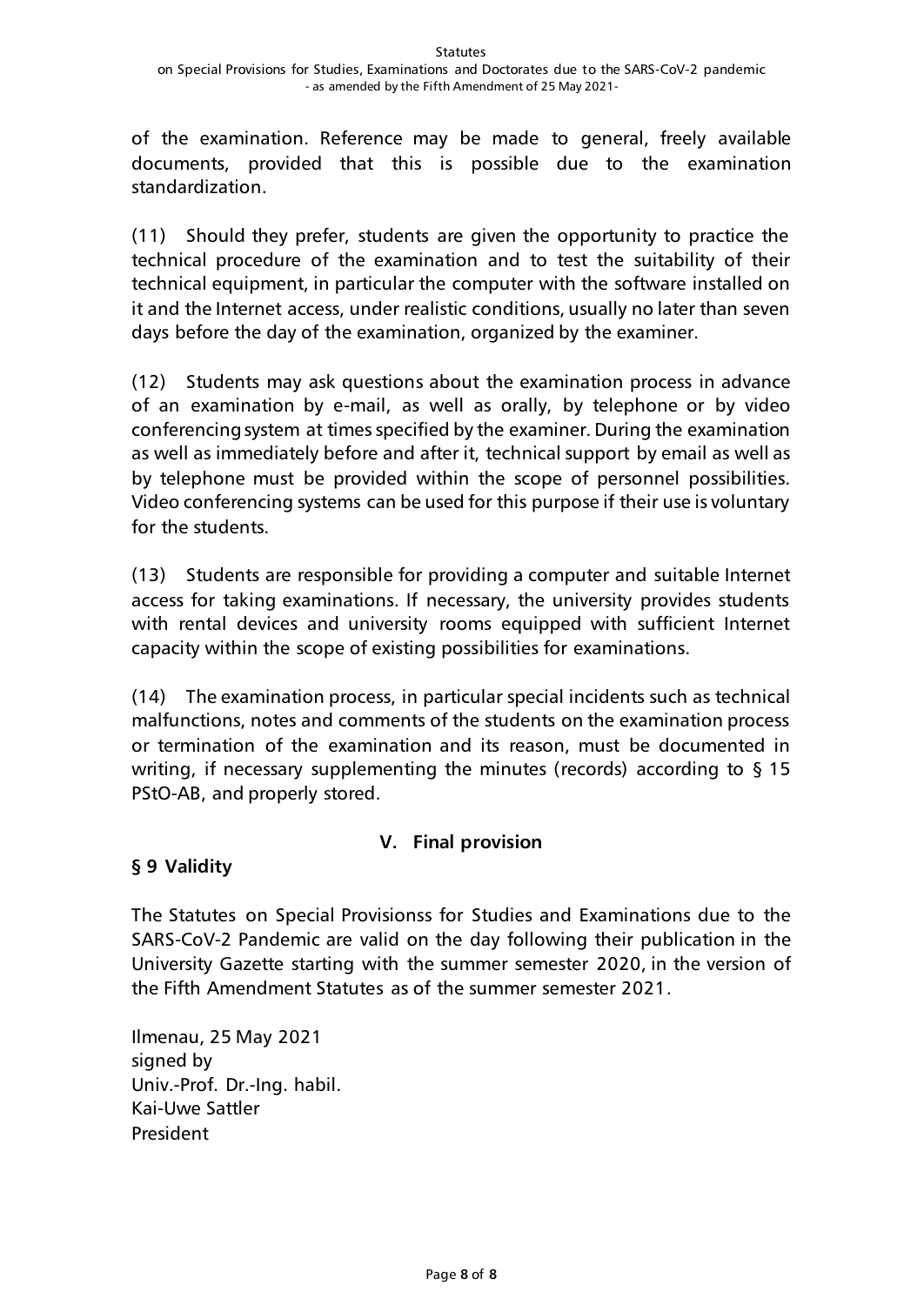of the examination. Reference may be made to general, freely available documents, provided that this is possible due to the examination standardization.

(11) Should they prefer, students are given the opportunity to practice the technical procedure of the examination and to test the suitability of their technical equipment, in particular the computer with the software installed on it and the Internet access, under realistic conditions, usually no later than seven days before the day of the examination, organized by the examiner.

(12) Students may ask questions about the examination process in advance of an examination by e-mail, as well as orally, by telephone or by video conferencing system at times specified by the examiner. During the examination as well as immediately before and after it, technical support by email as well as by telephone must be provided within the scope of personnel possibilities. Video conferencing systems can be used for this purpose if their use is voluntary for the students.

(13) Students are responsible for providing a computer and suitable Internet access for taking examinations. If necessary, the university provides students with rental devices and university rooms equipped with sufficient Internet capacity within the scope of existing possibilities for examinations.

(14) The examination process, in particular special incidents such as technical malfunctions, notes and comments of the students on the examination process or termination of the examination and its reason, must be documented in writing, if necessary supplementing the minutes (records) according to § 15 PStO-AB, and properly stored.

## V. Final provision

### § 9 Validity

The Statutes on Special Provisionss for Studies and Examinations due to the SARS-CoV-2 Pandemic are valid on the day following their publication in the University Gazette starting with the summer semester 2020, in the version of the Fifth Amendment Statutes as of the summer semester 2021.

Ilmenau, 25 May 2021
signed by
Univ.-Prof. Dr.-Ing. habil.
Kai-Uwe Sattler
President